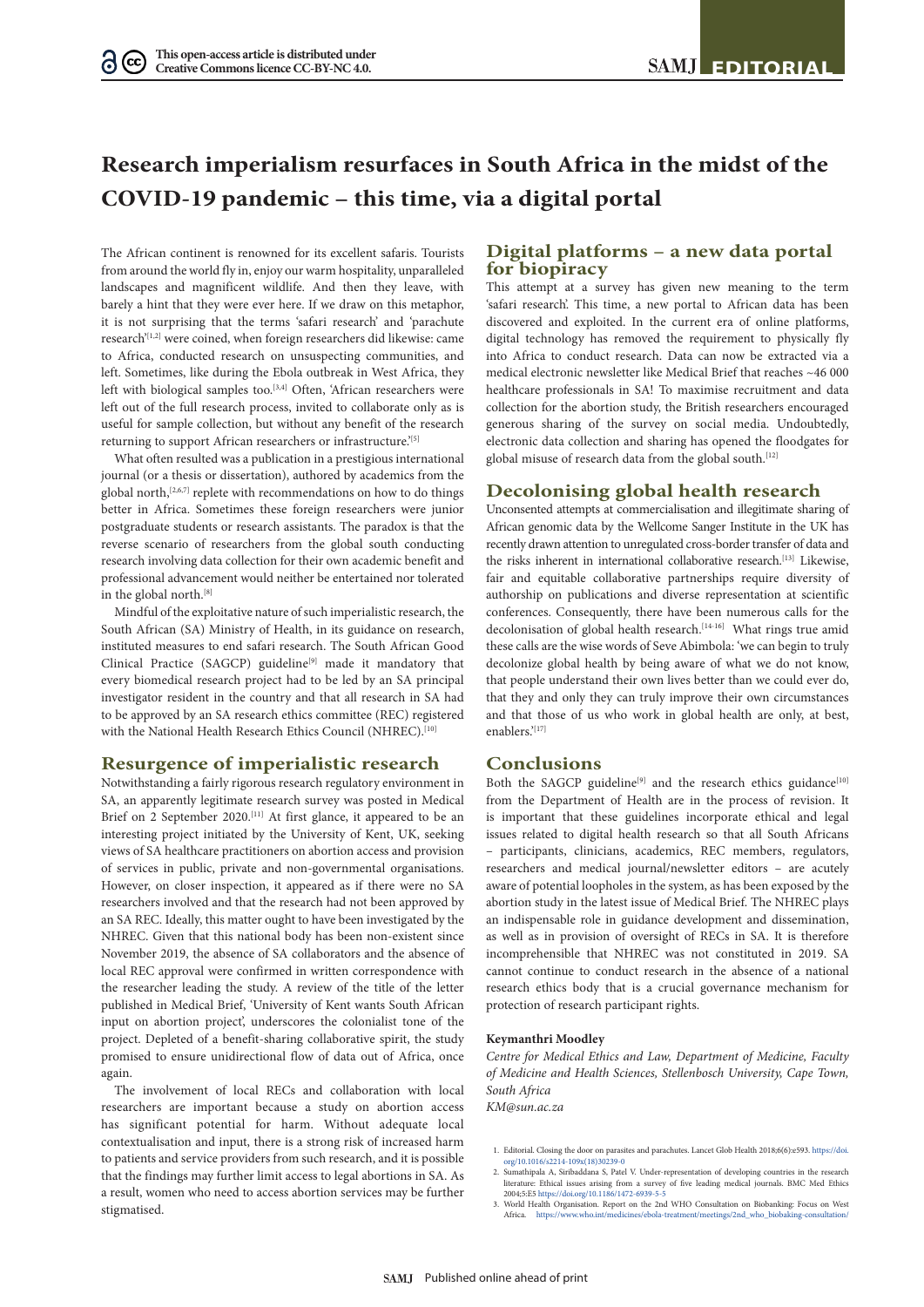This open-access article is distributed under Creative Commons licence CC-BY-NC 4.0.

EDITORIAL

# Research imperialism resurfaces in South Africa in the midst of the COVID-19 pandemic – this time, via a digital portal

The African continent is renowned for its excellent safaris. Tourists from around the world fly in, enjoy our warm hospitality, unparalleled landscapes and magnificent wildlife. And then they leave, with barely a hint that they were ever here. If we draw on this metaphor, it is not surprising that the terms 'safari research' and 'parachute research'[1,2] were coined, when foreign researchers did likewise: came to Africa, conducted research on unsuspecting communities, and left. Sometimes, like during the Ebola outbreak in West Africa, they left with biological samples too.[3,4] Often, 'African researchers were left out of the full research process, invited to collaborate only as is useful for sample collection, but without any benefit of the research returning to support African researchers or infrastructure.'[5]

What often resulted was a publication in a prestigious international journal (or a thesis or dissertation), authored by academics from the global north,[2,6,7] replete with recommendations on how to do things better in Africa. Sometimes these foreign researchers were junior postgraduate students or research assistants. The paradox is that the reverse scenario of researchers from the global south conducting research involving data collection for their own academic benefit and professional advancement would neither be entertained nor tolerated in the global north.[8]

Mindful of the exploitative nature of such imperialistic research, the South African (SA) Ministry of Health, in its guidance on research, instituted measures to end safari research. The South African Good Clinical Practice (SAGCP) guideline[9] made it mandatory that every biomedical research project had to be led by an SA principal investigator resident in the country and that all research in SA had to be approved by an SA research ethics committee (REC) registered with the National Health Research Ethics Council (NHREC).[10]

## Resurgence of imperialistic research

Notwithstanding a fairly rigorous research regulatory environment in SA, an apparently legitimate research survey was posted in Medical Brief on 2 September 2020.[11] At first glance, it appeared to be an interesting project initiated by the University of Kent, UK, seeking views of SA healthcare practitioners on abortion access and provision of services in public, private and non-governmental organisations. However, on closer inspection, it appeared as if there were no SA researchers involved and that the research had not been approved by an SA REC. Ideally, this matter ought to have been investigated by the NHREC. Given that this national body has been non-existent since November 2019, the absence of SA collaborators and the absence of local REC approval were confirmed in written correspondence with the researcher leading the study. A review of the title of the letter published in Medical Brief, 'University of Kent wants South African input on abortion project', underscores the colonialist tone of the project. Depleted of a benefit-sharing collaborative spirit, the study promised to ensure unidirectional flow of data out of Africa, once again.

The involvement of local RECs and collaboration with local researchers are important because a study on abortion access has significant potential for harm. Without adequate local contextualisation and input, there is a strong risk of increased harm to patients and service providers from such research, and it is possible that the findings may further limit access to legal abortions in SA. As a result, women who need to access abortion services may be further stigmatised.

## Digital platforms – a new data portal for biopiracy

This attempt at a survey has given new meaning to the term 'safari research'. This time, a new portal to African data has been discovered and exploited. In the current era of online platforms, digital technology has removed the requirement to physically fly into Africa to conduct research. Data can now be extracted via a medical electronic newsletter like Medical Brief that reaches ~46 000 healthcare professionals in SA! To maximise recruitment and data collection for the abortion study, the British researchers encouraged generous sharing of the survey on social media. Undoubtedly, electronic data collection and sharing has opened the floodgates for global misuse of research data from the global south.[12]

## Decolonising global health research

Unconsented attempts at commercialisation and illegitimate sharing of African genomic data by the Wellcome Sanger Institute in the UK has recently drawn attention to unregulated cross-border transfer of data and the risks inherent in international collaborative research.[13] Likewise, fair and equitable collaborative partnerships require diversity of authorship on publications and diverse representation at scientific conferences. Consequently, there have been numerous calls for the decolonisation of global health research.[14-16] What rings true amid these calls are the wise words of Seve Abimbola: 'we can begin to truly decolonize global health by being aware of what we do not know, that people understand their own lives better than we could ever do, that they and only they can truly improve their own circumstances and that those of us who work in global health are only, at best, enablers.'[17]

## Conclusions

Both the SAGCP guideline[9] and the research ethics guidance[10] from the Department of Health are in the process of revision. It is important that these guidelines incorporate ethical and legal issues related to digital health research so that all South Africans – participants, clinicians, academics, REC members, regulators, researchers and medical journal/newsletter editors – are acutely aware of potential loopholes in the system, as has been exposed by the abortion study in the latest issue of Medical Brief. The NHREC plays an indispensable role in guidance development and dissemination, as well as in provision of oversight of RECs in SA. It is therefore incomprehensible that NHREC was not constituted in 2019. SA cannot continue to conduct research in the absence of a national research ethics body that is a crucial governance mechanism for protection of research participant rights.

**Keymanthri Moodley**

*Centre for Medical Ethics and Law, Department of Medicine, Faculty of Medicine and Health Sciences, Stellenbosch University, Cape Town, South Africa*
*KM@sun.ac.za*

1. Editorial. Closing the door on parasites and parachutes. Lancet Glob Health 2018;6(6):e593. https://doi.org/10.1016/s2214-109x(18)30239-0
2. Sumathipala A, Siribaddana S, Patel V. Under-representation of developing countries in the research literature: Ethical issues arising from a survey of five leading medical journals. BMC Med Ethics 2004;5:E5 https://doi.org/10.1186/1472-6939-5-5
3. World Health Organisation. Report on the 2nd WHO Consultation on Biobanking: Focus on West Africa. https://www.who.int/medicines/ebola-treatment/meetings/2nd_who_biobaking-consultation/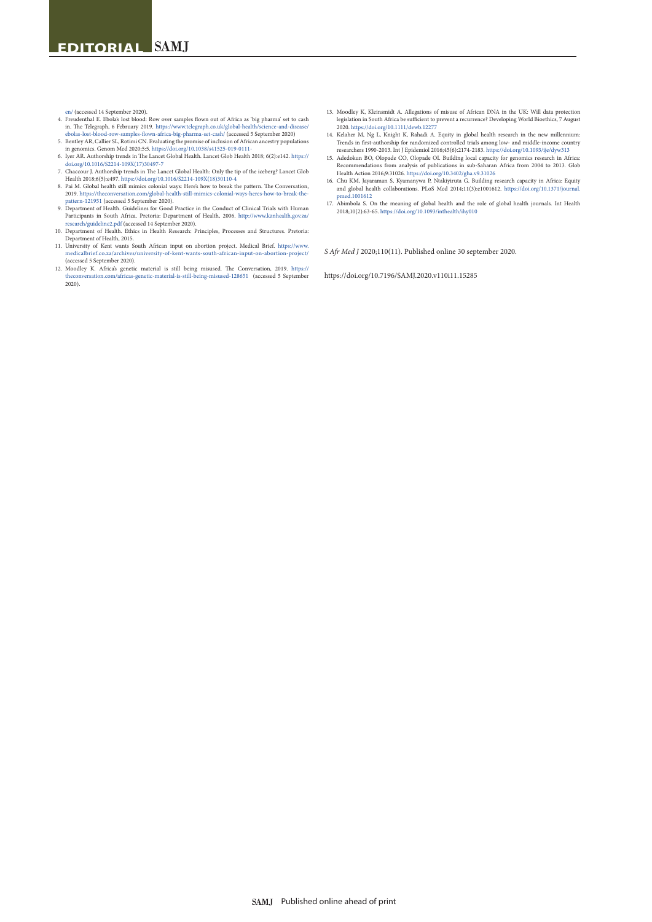en/ (accessed 14 September 2020).

4. Freudenthal E. Ebola's lost blood: Row over samples flown out of Africa as 'big pharma' set to cash in. The Telegraph, 6 February 2019. https://www.telegraph.co.uk/global-health/science-and-disease/ebolas-lost-blood-row-samples-flown-africa-big-pharma-set-cash/ (accessed 5 September 2020)
5. Bentley AR, Callier SL, Rotimi CN. Evaluating the promise of inclusion of African ancestry populations in genomics. Genom Med 2020;5:5. https://doi.org/10.1038/s41525-019-0111-
6. Iyer AR. Authorship trends in The Lancet Global Health. Lancet Glob Health 2018; 6(2):e142. https://doi.org/10.1016/S2214-109X(17)30497-7
7. Chaccour J. Authorship trends in The Lancet Global Health: Only the tip of the iceberg? Lancet Glob Health 2018;6(5):e497. https://doi.org/10.1016/S2214-109X(18)30110-4
8. Pai M. Global health still mimics colonial ways: Here's how to break the pattern. The Conversation, 2019. https://theconversation.com/global-health-still-mimics-colonial-ways-heres-how-to-break-the-pattern-121951 (accessed 5 September 2020).
9. Department of Health. Guidelines for Good Practice in the Conduct of Clinical Trials with Human Participants in South Africa. Pretoria: Department of Health, 2006. http://www.kznhealth.gov.za/research/guideline2.pdf (accessed 14 September 2020).
10. Department of Health. Ethics in Health Research: Principles, Processes and Structures. Pretoria: Department of Health, 2015.
11. University of Kent wants South African input on abortion project. Medical Brief. https://www.medicalbrief.co.za/archives/university-of-kent-wants-south-african-input-on-abortion-project/ (accessed 5 September 2020).
12. Moodley K. Africa's genetic material is still being misused. The Conversation, 2019. https://theconversation.com/africas-genetic-material-is-still-being-misused-128651 (accessed 5 September 2020).
13. Moodley K, Kleinsmidt A. Allegations of misuse of African DNA in the UK: Will data protection legislation in South Africa be sufficient to prevent a recurrence? Developing World Bioethics, 7 August 2020. https://doi.org/10.1111/dewb.12277
14. Kelaher M, Ng L, Knight K, Rahadi A. Equity in global health research in the new millennium: Trends in first-authorship for randomized controlled trials among low- and middle-income country researchers 1990-2013. Int J Epidemiol 2016;45(6):2174-2183. https://doi.org/10.1093/ije/dyw313
15. Adedokun BO, Olopade CO, Olopade OI. Building local capacity for genomics research in Africa: Recommendations from analysis of publications in sub-Saharan Africa from 2004 to 2013. Glob Health Action 2016;9:31026. https://doi.org/10.3402/gha.v9.31026
16. Chu KM, Jayaraman S, Kyamanywa P, Ntakiyiruta G. Building research capacity in Africa: Equity and global health collaborations. PLoS Med 2014;11(3):e1001612. https://doi.org/10.1371/journal.pmed.1001612
17. Abimbola S. On the meaning of global health and the role of global health journals. Int Health 2018;10(2):63-65. https://doi.org/10.1093/inthealth/ihy010

*S Afr Med J* 2020;110(11). Published online 30 september 2020.

https://doi.org/10.7196/SAMJ.2020.v110i11.15285